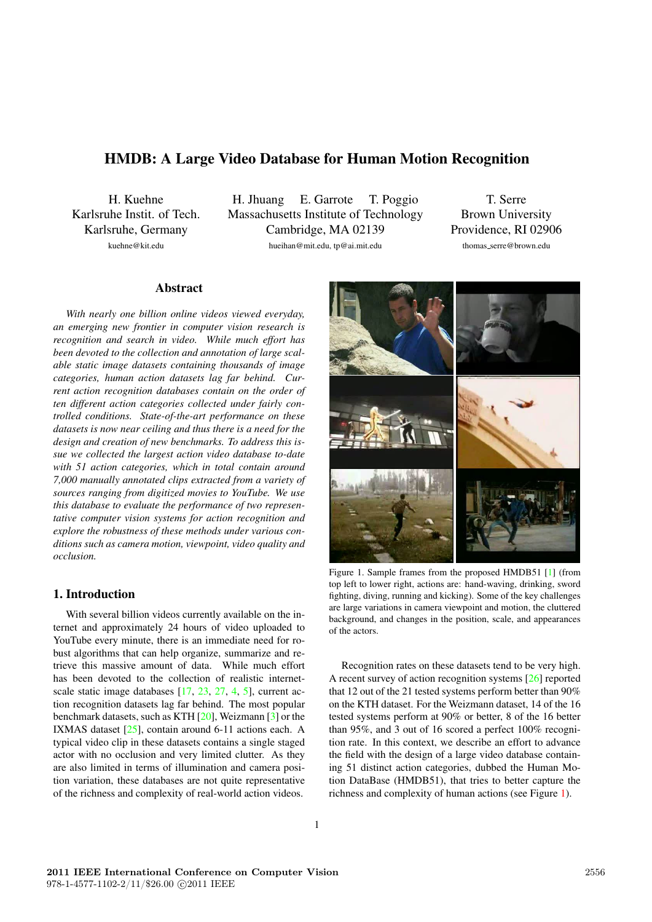# HMDB: A Large Video Database for Human Motion Recognition

H. Kuehne
Karlsruhe Instit. of Tech.
Karlsruhe, Germany
kuehne@kit.edu

H. Jhuang  E. Garrote  T. Poggio
Massachusetts Institute of Technology
Cambridge, MA 02139
hueihan@mit.edu, tp@ai.mit.edu

T. Serre
Brown University
Providence, RI 02906
thomas_serre@brown.edu

## Abstract

*With nearly one billion online videos viewed everyday, an emerging new frontier in computer vision research is recognition and search in video. While much effort has been devoted to the collection and annotation of large scalable static image datasets containing thousands of image categories, human action datasets lag far behind. Current action recognition databases contain on the order of ten different action categories collected under fairly controlled conditions. State-of-the-art performance on these datasets is now near ceiling and thus there is a need for the design and creation of new benchmarks. To address this issue we collected the largest action video database to-date with 51 action categories, which in total contain around 7,000 manually annotated clips extracted from a variety of sources ranging from digitized movies to YouTube. We use this database to evaluate the performance of two representative computer vision systems for action recognition and explore the robustness of these methods under various conditions such as camera motion, viewpoint, video quality and occlusion.*

## 1. Introduction

With several billion videos currently available on the internet and approximately 24 hours of video uploaded to YouTube every minute, there is an immediate need for robust algorithms that can help organize, summarize and retrieve this massive amount of data. While much effort has been devoted to the collection of realistic internet-scale static image databases [17, 23, 27, 4, 5], current action recognition datasets lag far behind. The most popular benchmark datasets, such as KTH [20], Weizmann [3] or the IXMAS dataset [25], contain around 6-11 actions each. A typical video clip in these datasets contains a single staged actor with no occlusion and very limited clutter. As they are also limited in terms of illumination and camera position variation, these databases are not quite representative of the richness and complexity of real-world action videos.

Figure 1. Sample frames from the proposed HMDB51 [1] (from top left to lower right, actions are: hand-waving, drinking, sword fighting, diving, running and kicking). Some of the key challenges are large variations in camera viewpoint and motion, the cluttered background, and changes in the position, scale, and appearances of the actors.

Recognition rates on these datasets tend to be very high. A recent survey of action recognition systems [26] reported that 12 out of the 21 tested systems perform better than 90% on the KTH dataset. For the Weizmann dataset, 14 of the 16 tested systems perform at 90% or better, 8 of the 16 better than 95%, and 3 out of 16 scored a perfect 100% recognition rate. In this context, we describe an effort to advance the field with the design of a large video database containing 51 distinct action categories, dubbed the Human Motion DataBase (HMDB51), that tries to better capture the richness and complexity of human actions (see Figure 1).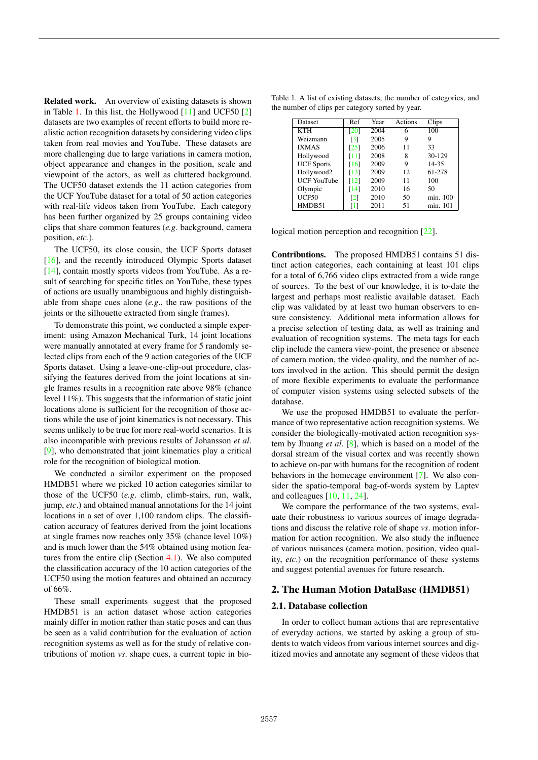**Related work.** An overview of existing datasets is shown in Table 1. In this list, the Hollywood [11] and UCF50 [2] datasets are two examples of recent efforts to build more realistic action recognition datasets by considering video clips taken from real movies and YouTube. These datasets are more challenging due to large variations in camera motion, object appearance and changes in the position, scale and viewpoint of the actors, as well as cluttered background. The UCF50 dataset extends the 11 action categories from the UCF YouTube dataset for a total of 50 action categories with real-life videos taken from YouTube. Each category has been further organized by 25 groups containing video clips that share common features (*e.g*. background, camera position, *etc*.).

The UCF50, its close cousin, the UCF Sports dataset [16], and the recently introduced Olympic Sports dataset [14], contain mostly sports videos from YouTube. As a result of searching for specific titles on YouTube, these types of actions are usually unambiguous and highly distinguishable from shape cues alone (*e.g*., the raw positions of the joints or the silhouette extracted from single frames).

To demonstrate this point, we conducted a simple experiment: using Amazon Mechanical Turk, 14 joint locations were manually annotated at every frame for 5 randomly selected clips from each of the 9 action categories of the UCF Sports dataset. Using a leave-one-clip-out procedure, classifying the features derived from the joint locations at single frames results in a recognition rate above 98% (chance level 11%). This suggests that the information of static joint locations alone is sufficient for the recognition of those actions while the use of joint kinematics is not necessary. This seems unlikely to be true for more real-world scenarios. It is also incompatible with previous results of Johansson *et al*. [9], who demonstrated that joint kinematics play a critical role for the recognition of biological motion.

We conducted a similar experiment on the proposed HMDB51 where we picked 10 action categories similar to those of the UCF50 (*e.g*. climb, climb-stairs, run, walk, jump, *etc*.) and obtained manual annotations for the 14 joint locations in a set of over 1,100 random clips. The classification accuracy of features derived from the joint locations at single frames now reaches only 35% (chance level 10%) and is much lower than the 54% obtained using motion features from the entire clip (Section 4.1). We also computed the classification accuracy of the 10 action categories of the UCF50 using the motion features and obtained an accuracy of 66%.

These small experiments suggest that the proposed HMDB51 is an action dataset whose action categories mainly differ in motion rather than static poses and can thus be seen as a valid contribution for the evaluation of action recognition systems as well as for the study of relative contributions of motion *vs*. shape cues, a current topic in biological motion perception and recognition [22].

Table 1. A list of existing datasets, the number of categories, and the number of clips per category sorted by year.

| Dataset | Ref | Year | Actions | Clips |
|---|---|---|---|---|
| KTH | [20] | 2004 | 6 | 100 |
| Weizmann | [3] | 2005 | 9 | 9 |
| IXMAS | [25] | 2006 | 11 | 33 |
| Hollywood | [11] | 2008 | 8 | 30-129 |
| UCF Sports | [16] | 2009 | 9 | 14-35 |
| Hollywood2 | [13] | 2009 | 12 | 61-278 |
| UCF YouTube | [12] | 2009 | 11 | 100 |
| Olympic | [14] | 2010 | 16 | 50 |
| UCF50 | [2] | 2010 | 50 | min. 100 |
| HMDB51 | [1] | 2011 | 51 | min. 101 |

**Contributions.** The proposed HMDB51 contains 51 distinct action categories, each containing at least 101 clips for a total of 6,766 video clips extracted from a wide range of sources. To the best of our knowledge, it is to-date the largest and perhaps most realistic available dataset. Each clip was validated by at least two human observers to ensure consistency. Additional meta information allows for a precise selection of testing data, as well as training and evaluation of recognition systems. The meta tags for each clip include the camera view-point, the presence or absence of camera motion, the video quality, and the number of actors involved in the action. This should permit the design of more flexible experiments to evaluate the performance of computer vision systems using selected subsets of the database.

We use the proposed HMDB51 to evaluate the performance of two representative action recognition systems. We consider the biologically-motivated action recognition system by Jhuang *et al*. [8], which is based on a model of the dorsal stream of the visual cortex and was recently shown to achieve on-par with humans for the recognition of rodent behaviors in the homecage environment [7]. We also consider the spatio-temporal bag-of-words system by Laptev and colleagues [10, 11, 24].

We compare the performance of the two systems, evaluate their robustness to various sources of image degradations and discuss the relative role of shape *vs*. motion information for action recognition. We also study the influence of various nuisances (camera motion, position, video quality, *etc*.) on the recognition performance of these systems and suggest potential avenues for future research.

## 2. The Human Motion DataBase (HMDB51)

### 2.1. Database collection

In order to collect human actions that are representative of everyday actions, we started by asking a group of students to watch videos from various internet sources and digitized movies and annotate any segment of these videos that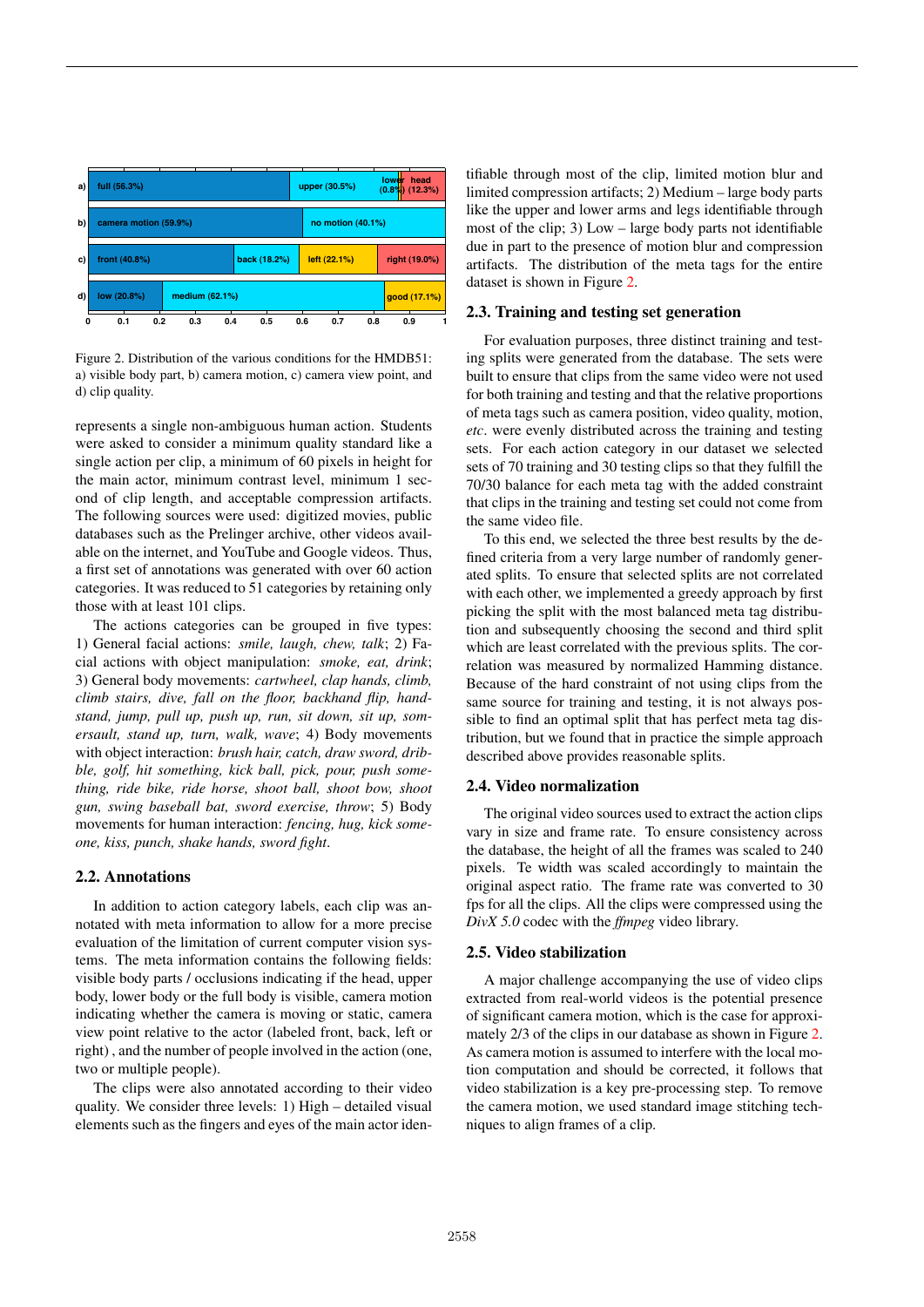Figure 2. Distribution of the various conditions for the HMDB51: a) visible body part, b) camera motion, c) camera view point, and d) clip quality.

represents a single non-ambiguous human action. Students were asked to consider a minimum quality standard like a single action per clip, a minimum of 60 pixels in height for the main actor, minimum contrast level, minimum 1 second of clip length, and acceptable compression artifacts. The following sources were used: digitized movies, public databases such as the Prelinger archive, other videos available on the internet, and YouTube and Google videos. Thus, a first set of annotations was generated with over 60 action categories. It was reduced to 51 categories by retaining only those with at least 101 clips.

The actions categories can be grouped in five types: 1) General facial actions: *smile, laugh, chew, talk*; 2) Facial actions with object manipulation: *smoke, eat, drink*; 3) General body movements: *cartwheel, clap hands, climb, climb stairs, dive, fall on the floor, backhand flip, handstand, jump, pull up, push up, run, sit down, sit up, somersault, stand up, turn, walk, wave*; 4) Body movements with object interaction: *brush hair, catch, draw sword, dribble, golf, hit something, kick ball, pick, pour, push something, ride bike, ride horse, shoot ball, shoot bow, shoot gun, swing baseball bat, sword exercise, throw*; 5) Body movements for human interaction: *fencing, hug, kick someone, kiss, punch, shake hands, sword fight*.

## 2.2. Annotations

In addition to action category labels, each clip was annotated with meta information to allow for a more precise evaluation of the limitation of current computer vision systems. The meta information contains the following fields: visible body parts / occlusions indicating if the head, upper body, lower body or the full body is visible, camera motion indicating whether the camera is moving or static, camera view point relative to the actor (labeled front, back, left or right) , and the number of people involved in the action (one, two or multiple people).

The clips were also annotated according to their video quality. We consider three levels: 1) High – detailed visual elements such as the fingers and eyes of the main actor identifiable through most of the clip, limited motion blur and limited compression artifacts; 2) Medium – large body parts like the upper and lower arms and legs identifiable through most of the clip; 3) Low – large body parts not identifiable due in part to the presence of motion blur and compression artifacts. The distribution of the meta tags for the entire dataset is shown in Figure 2.

## 2.3. Training and testing set generation

For evaluation purposes, three distinct training and testing splits were generated from the database. The sets were built to ensure that clips from the same video were not used for both training and testing and that the relative proportions of meta tags such as camera position, video quality, motion, *etc*. were evenly distributed across the training and testing sets. For each action category in our dataset we selected sets of 70 training and 30 testing clips so that they fulfill the 70/30 balance for each meta tag with the added constraint that clips in the training and testing set could not come from the same video file.

To this end, we selected the three best results by the defined criteria from a very large number of randomly generated splits. To ensure that selected splits are not correlated with each other, we implemented a greedy approach by first picking the split with the most balanced meta tag distribution and subsequently choosing the second and third split which are least correlated with the previous splits. The correlation was measured by normalized Hamming distance. Because of the hard constraint of not using clips from the same source for training and testing, it is not always possible to find an optimal split that has perfect meta tag distribution, but we found that in practice the simple approach described above provides reasonable splits.

## 2.4. Video normalization

The original video sources used to extract the action clips vary in size and frame rate. To ensure consistency across the database, the height of all the frames was scaled to 240 pixels. Te width was scaled accordingly to maintain the original aspect ratio. The frame rate was converted to 30 fps for all the clips. All the clips were compressed using the *DivX 5.0* codec with the *ffmpeg* video library.

## 2.5. Video stabilization

A major challenge accompanying the use of video clips extracted from real-world videos is the potential presence of significant camera motion, which is the case for approximately 2/3 of the clips in our database as shown in Figure 2. As camera motion is assumed to interfere with the local motion computation and should be corrected, it follows that video stabilization is a key pre-processing step. To remove the camera motion, we used standard image stitching techniques to align frames of a clip.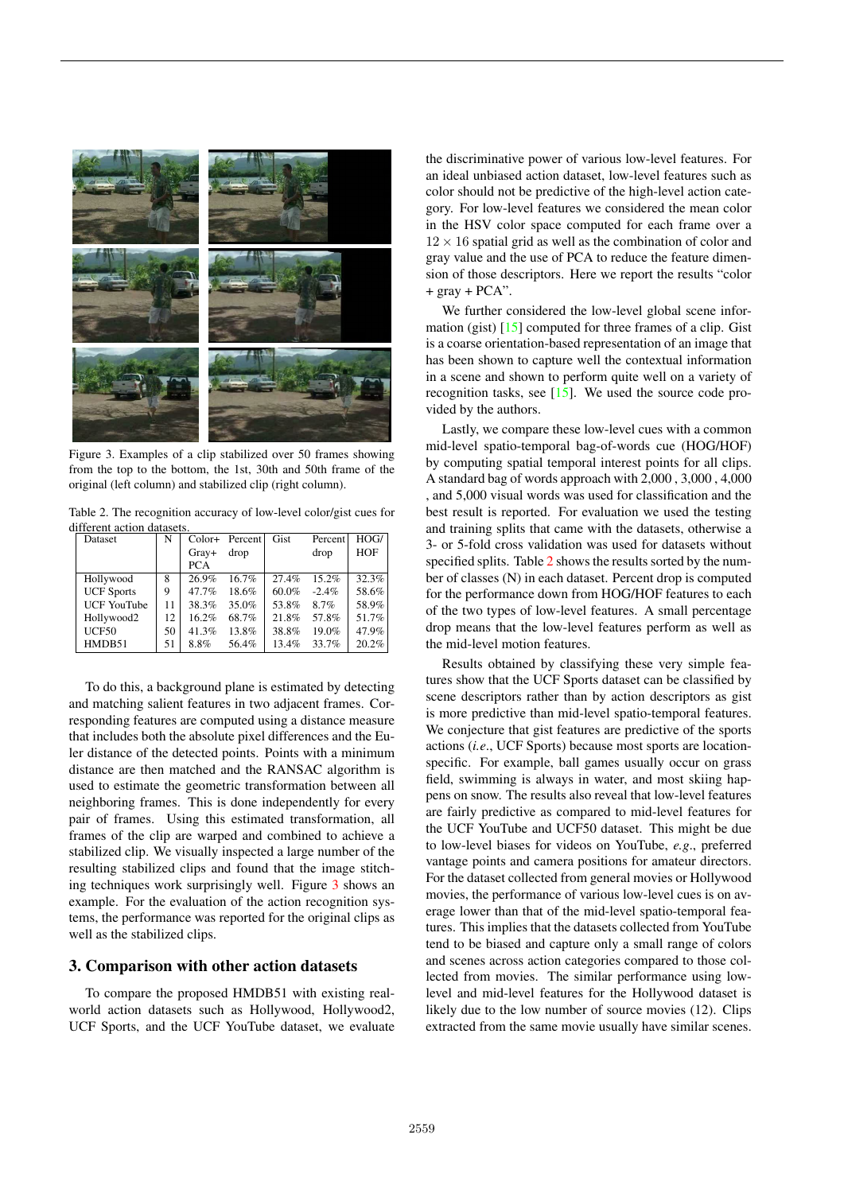Figure 3. Examples of a clip stabilized over 50 frames showing from the top to the bottom, the 1st, 30th and 50th frame of the original (left column) and stabilized clip (right column).

Table 2. The recognition accuracy of low-level color/gist cues for different action datasets.

| Dataset | N | Color+ Gray+ PCA | Percent drop | Gist | Percent drop | HOG/ HOF |
|---|---|---|---|---|---|---|
| Hollywood | 8 | 26.9% | 16.7% | 27.4% | 15.2% | 32.3% |
| UCF Sports | 9 | 47.7% | 18.6% | 60.0% | -2.4% | 58.6% |
| UCF YouTube | 11 | 38.3% | 35.0% | 53.8% | 8.7% | 58.9% |
| Hollywood2 | 12 | 16.2% | 68.7% | 21.8% | 57.8% | 51.7% |
| UCF50 | 50 | 41.3% | 13.8% | 38.8% | 19.0% | 47.9% |
| HMDB51 | 51 | 8.8% | 56.4% | 13.4% | 33.7% | 20.2% |

To do this, a background plane is estimated by detecting and matching salient features in two adjacent frames. Corresponding features are computed using a distance measure that includes both the absolute pixel differences and the Euler distance of the detected points. Points with a minimum distance are then matched and the RANSAC algorithm is used to estimate the geometric transformation between all neighboring frames. This is done independently for every pair of frames. Using this estimated transformation, all frames of the clip are warped and combined to achieve a stabilized clip. We visually inspected a large number of the resulting stabilized clips and found that the image stitching techniques work surprisingly well. Figure 3 shows an example. For the evaluation of the action recognition systems, the performance was reported for the original clips as well as the stabilized clips.

## 3. Comparison with other action datasets

To compare the proposed HMDB51 with existing real-world action datasets such as Hollywood, Hollywood2, UCF Sports, and the UCF YouTube dataset, we evaluate the discriminative power of various low-level features. For an ideal unbiased action dataset, low-level features such as color should not be predictive of the high-level action category. For low-level features we considered the mean color in the HSV color space computed for each frame over a $12 \times 16$ spatial grid as well as the combination of color and gray value and the use of PCA to reduce the feature dimension of those descriptors. Here we report the results "color + gray + PCA".

We further considered the low-level global scene information (gist) [15] computed for three frames of a clip. Gist is a coarse orientation-based representation of an image that has been shown to capture well the contextual information in a scene and shown to perform quite well on a variety of recognition tasks, see [15]. We used the source code provided by the authors.

Lastly, we compare these low-level cues with a common mid-level spatio-temporal bag-of-words cue (HOG/HOF) by computing spatial temporal interest points for all clips. A standard bag of words approach with 2,000 , 3,000 , 4,000 , and 5,000 visual words was used for classification and the best result is reported. For evaluation we used the testing and training splits that came with the datasets, otherwise a 3- or 5-fold cross validation was used for datasets without specified splits. Table 2 shows the results sorted by the number of classes (N) in each dataset. Percent drop is computed for the performance down from HOG/HOF features to each of the two types of low-level features. A small percentage drop means that the low-level features perform as well as the mid-level motion features.

Results obtained by classifying these very simple features show that the UCF Sports dataset can be classified by scene descriptors rather than by action descriptors as gist is more predictive than mid-level spatio-temporal features. We conjecture that gist features are predictive of the sports actions (*i.e*., UCF Sports) because most sports are location-specific. For example, ball games usually occur on grass field, swimming is always in water, and most skiing happens on snow. The results also reveal that low-level features are fairly predictive as compared to mid-level features for the UCF YouTube and UCF50 dataset. This might be due to low-level biases for videos on YouTube, *e.g*., preferred vantage points and camera positions for amateur directors. For the dataset collected from general movies or Hollywood movies, the performance of various low-level cues is on average lower than that of the mid-level spatio-temporal features. This implies that the datasets collected from YouTube tend to be biased and capture only a small range of colors and scenes across action categories compared to those collected from movies. The similar performance using low-level and mid-level features for the Hollywood dataset is likely due to the low number of source movies (12). Clips extracted from the same movie usually have similar scenes.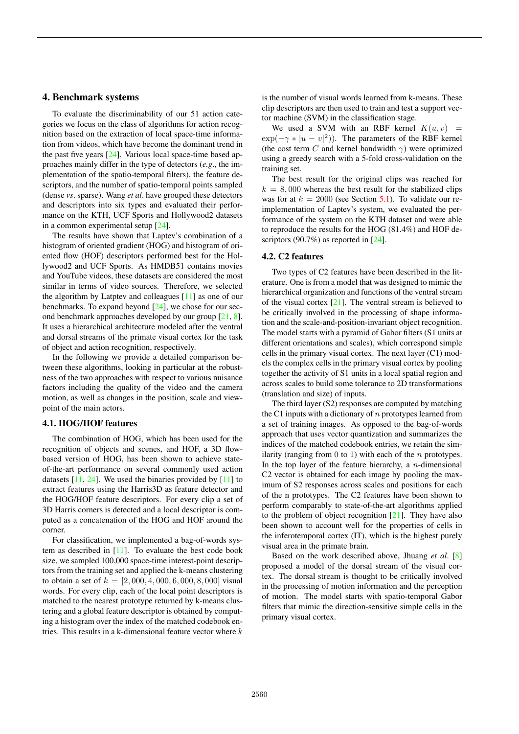## 4. Benchmark systems

To evaluate the discriminability of our 51 action categories we focus on the class of algorithms for action recognition based on the extraction of local space-time information from videos, which have become the dominant trend in the past five years [24]. Various local space-time based approaches mainly differ in the type of detectors (*e.g*., the implementation of the spatio-temporal filters), the feature descriptors, and the number of spatio-temporal points sampled (dense *vs*. sparse). Wang *et al*. have grouped these detectors and descriptors into six types and evaluated their performance on the KTH, UCF Sports and Hollywood2 datasets in a common experimental setup [24].

The results have shown that Laptev's combination of a histogram of oriented gradient (HOG) and histogram of oriented flow (HOF) descriptors performed best for the Hollywood2 and UCF Sports. As HMDB51 contains movies and YouTube videos, these datasets are considered the most similar in terms of video sources. Therefore, we selected the algorithm by Latptev and colleagues [11] as one of our benchmarks. To expand beyond [24], we chose for our second benchmark approaches developed by our group [21, 8]. It uses a hierarchical architecture modeled after the ventral and dorsal streams of the primate visual cortex for the task of object and action recognition, respectively.

In the following we provide a detailed comparison between these algorithms, looking in particular at the robustness of the two approaches with respect to various nuisance factors including the quality of the video and the camera motion, as well as changes in the position, scale and viewpoint of the main actors.

### 4.1. HOG/HOF features

The combination of HOG, which has been used for the recognition of objects and scenes, and HOF, a 3D flow-based version of HOG, has been shown to achieve state-of-the-art performance on several commonly used action datasets [11, 24]. We used the binaries provided by [11] to extract features using the Harris3D as feature detector and the HOG/HOF feature descriptors. For every clip a set of 3D Harris corners is detected and a local descriptor is computed as a concatenation of the HOG and HOF around the corner.

For classification, we implemented a bag-of-words system as described in [11]. To evaluate the best code book size, we sampled 100,000 space-time interest-point descriptors from the training set and applied the k-means clustering to obtain a set of $k = [2,000, 4,000, 6,000, 8,000]$ visual words. For every clip, each of the local point descriptors is matched to the nearest prototype returned by k-means clustering and a global feature descriptor is obtained by computing a histogram over the index of the matched codebook entries. This results in a k-dimensional feature vector where $k$ is the number of visual words learned from k-means. These clip descriptors are then used to train and test a support vector machine (SVM) in the classification stage.

We used a SVM with an RBF kernel $K(u, v) = \exp(-\gamma * |u - v|^2))$. The parameters of the RBF kernel (the cost term $C$ and kernel bandwidth $\gamma$) were optimized using a greedy search with a 5-fold cross-validation on the training set.

The best result for the original clips was reached for $k = 8,000$ whereas the best result for the stabilized clips was for at $k = 2000$ (see Section 5.1). To validate our reimplementation of Laptev's system, we evaluated the performance of the system on the KTH dataset and were able to reproduce the results for the HOG (81.4%) and HOF descriptors (90.7%) as reported in [24].

### 4.2. C2 features

Two types of C2 features have been described in the literature. One is from a model that was designed to mimic the hierarchical organization and functions of the ventral stream of the visual cortex [21]. The ventral stream is believed to be critically involved in the processing of shape information and the scale-and-position-invariant object recognition. The model starts with a pyramid of Gabor filters (S1 units at different orientations and scales), which correspond simple cells in the primary visual cortex. The next layer (C1) models the complex cells in the primary visual cortex by pooling together the activity of S1 units in a local spatial region and across scales to build some tolerance to 2D transformations (translation and size) of inputs.

The third layer (S2) responses are computed by matching the C1 inputs with a dictionary of $n$ prototypes learned from a set of training images. As opposed to the bag-of-words approach that uses vector quantization and summarizes the indices of the matched codebook entries, we retain the similarity (ranging from 0 to 1) with each of the $n$ prototypes. In the top layer of the feature hierarchy, a $n$-dimensional C2 vector is obtained for each image by pooling the maximum of S2 responses across scales and positions for each of the n prototypes. The C2 features have been shown to perform comparably to state-of-the-art algorithms applied to the problem of object recognition [21]. They have also been shown to account well for the properties of cells in the inferotemporal cortex (IT), which is the highest purely visual area in the primate brain.

Based on the work described above, Jhuang *et al*. [8] proposed a model of the dorsal stream of the visual cortex. The dorsal stream is thought to be critically involved in the processing of motion information and the perception of motion. The model starts with spatio-temporal Gabor filters that mimic the direction-sensitive simple cells in the primary visual cortex.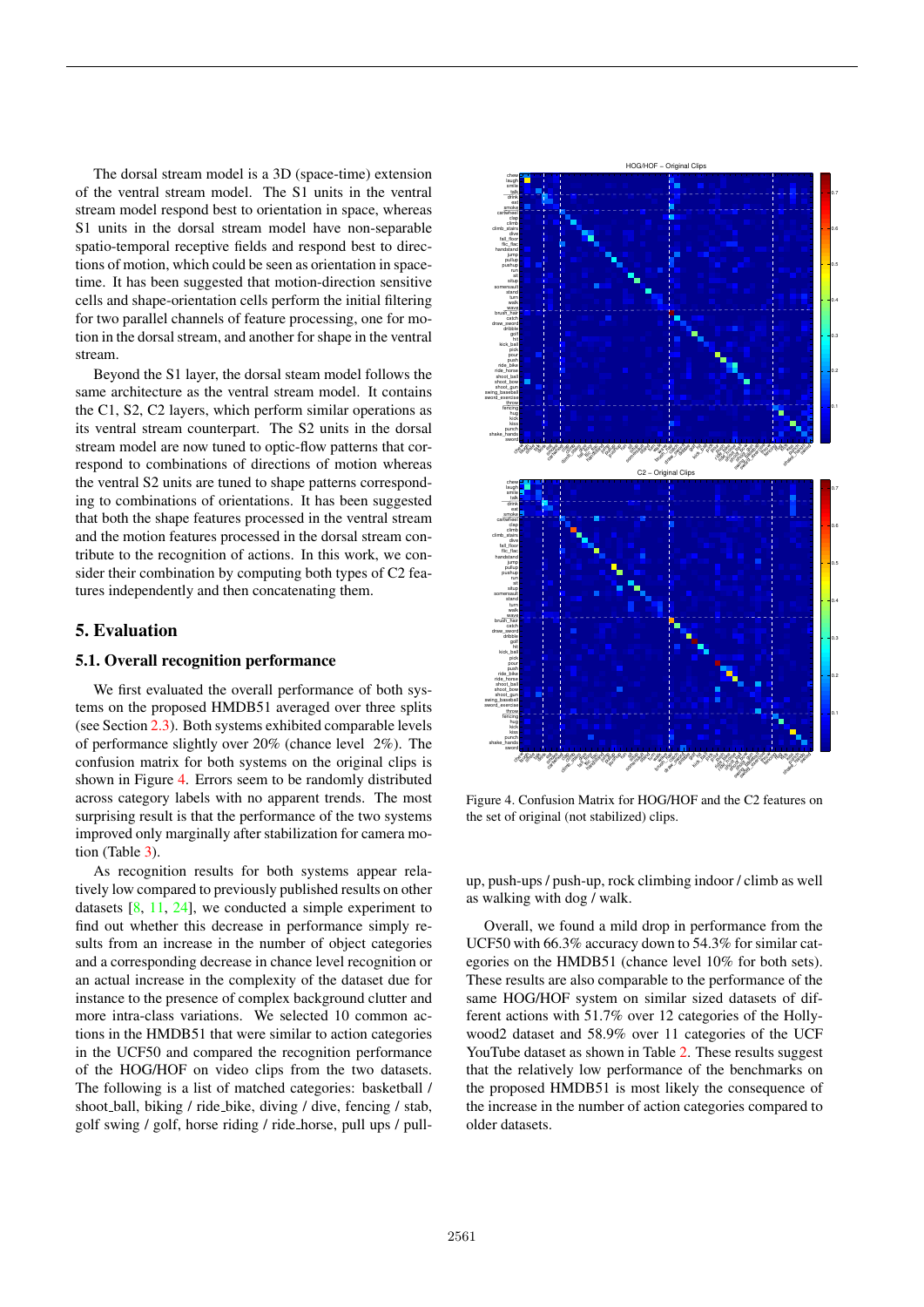The dorsal stream model is a 3D (space-time) extension of the ventral stream model. The S1 units in the ventral stream model respond best to orientation in space, whereas S1 units in the dorsal stream model have non-separable spatio-temporal receptive fields and respond best to directions of motion, which could be seen as orientation in space-time. It has been suggested that motion-direction sensitive cells and shape-orientation cells perform the initial filtering for two parallel channels of feature processing, one for motion in the dorsal stream, and another for shape in the ventral stream.

Beyond the S1 layer, the dorsal steam model follows the same architecture as the ventral stream model. It contains the C1, S2, C2 layers, which perform similar operations as its ventral stream counterpart. The S2 units in the dorsal stream model are now tuned to optic-flow patterns that correspond to combinations of directions of motion whereas the ventral S2 units are tuned to shape patterns corresponding to combinations of orientations. It has been suggested that both the shape features processed in the ventral stream and both the motion features processed in the dorsal stream contribute to the recognition of actions. In this work, we consider their combination by computing both types of C2 features independently and then concatenating them.

## 5. Evaluation

### 5.1. Overall recognition performance

We first evaluated the overall performance of both systems on the proposed HMDB51 averaged over three splits (see Section 2.3). Both systems exhibited comparable levels of performance slightly over 20% (chance level 2%). The confusion matrix for both systems on the original clips is shown in Figure 4. Errors seem to be randomly distributed across category labels with no apparent trends. The most surprising result is that the performance of the two systems improved only marginally after stabilization for camera motion (Table 3).

As recognition results for both systems appear relatively low compared to previously published results on other datasets [8, 11, 24], we conducted a simple experiment to find out whether this decrease in performance simply results from an increase in the number of object categories and a corresponding decrease in chance level recognition or an actual increase in the complexity of the dataset due for instance to the presence of complex background clutter and more intra-class variations. We selected 10 common actions in the HMDB51 that were similar to action categories in the UCF50 and compared the recognition performance of the HOG/HOF on video clips from the two datasets. The following is a list of matched categories: basketball / shoot_ball, biking / ride_bike, diving / dive, fencing / stab, golf swing / golf, horse riding / ride_horse, pull ups / pullup, push-ups / push-up, rock climbing indoor / climb as well as walking with dog / walk.

Figure 4. Confusion Matrix for HOG/HOF and the C2 features on the set of original (not stabilized) clips.

Overall, we found a mild drop in performance from the UCF50 with 66.3% accuracy down to 54.3% for similar categories on the HMDB51 (chance level 10% for both sets). These results are also comparable to the performance of the same HOG/HOF system on similar sized datasets of different actions with 51.7% over 12 categories of the Hollywood2 dataset and 58.9% over 11 categories of the UCF YouTube dataset as shown in Table 2. These results suggest that the relatively low performance of the benchmarks on the proposed HMDB51 is most likely the consequence of the increase in the number of action categories compared to older datasets.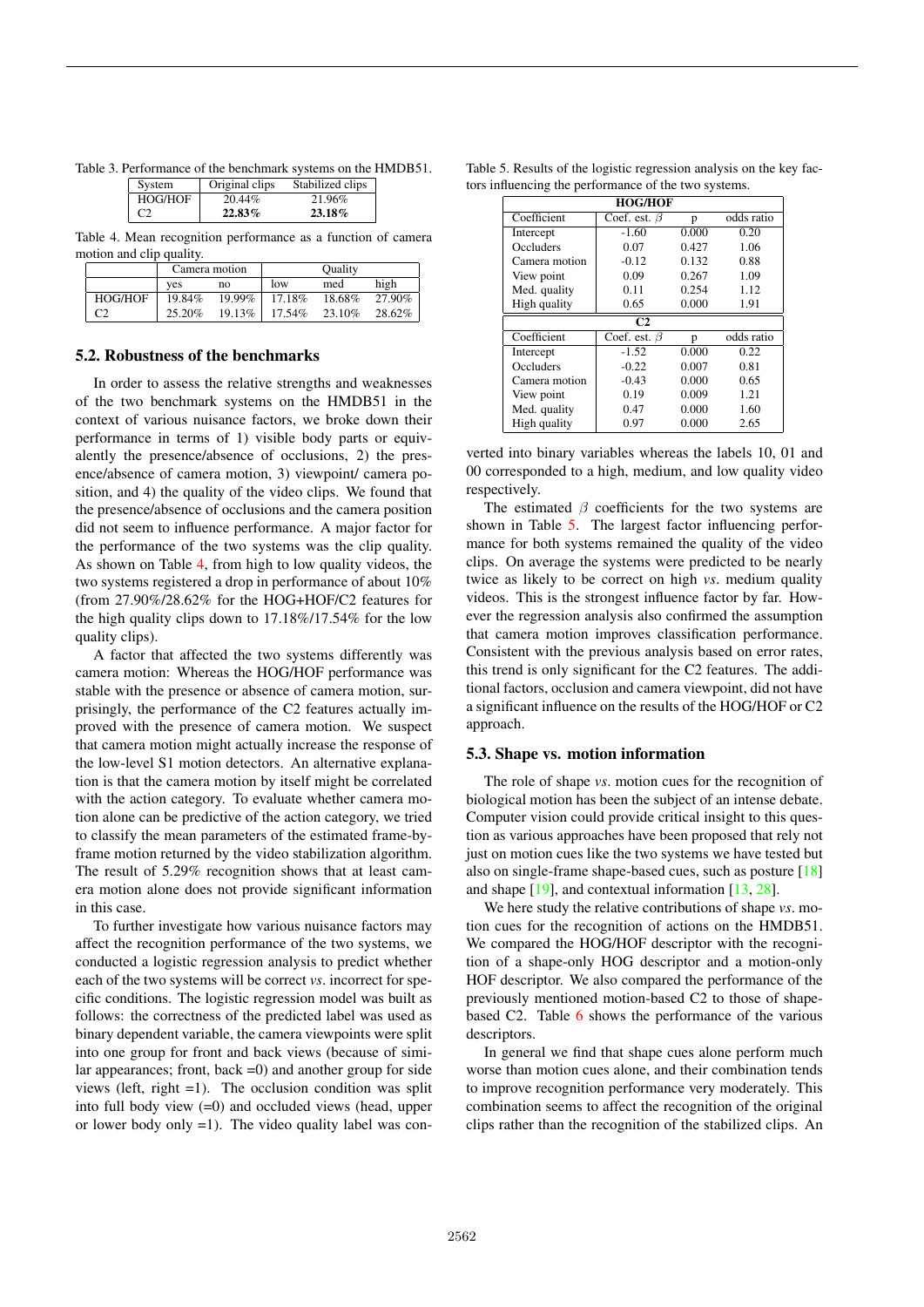Table 3. Performance of the benchmark systems on the HMDB51.

| System | Original clips | Stabilized clips |
|---|---|---|
| HOG/HOF | 20.44% | 21.96% |
| C2 | **22.83%** | **23.18%** |

Table 4. Mean recognition performance as a function of camera motion and clip quality.

| | Camera motion | | Quality | | |
|---|---|---|---|---|---|
| | yes | no | low | med | high |
| HOG/HOF | 19.84% | 19.99% | 17.18% | 18.68% | 27.90% |
| C2 | 25.20% | 19.13% | 17.54% | 23.10% | 28.62% |

## 5.2. Robustness of the benchmarks

In order to assess the relative strengths and weaknesses of the two benchmark systems on the HMDB51 in the context of various nuisance factors, we broke down their performance in terms of 1) visible body parts or equivalently the presence/absence of occlusions, 2) the presence/absence of camera motion, 3) viewpoint/ camera position, and 4) the quality of the video clips. We found that the presence/absence of occlusions and the camera position did not seem to influence performance. A major factor for the performance of the two systems was the clip quality. As shown on Table 4, from high to low quality videos, the two systems registered a drop in performance of about 10% (from 27.90%/28.62% for the HOG+HOF/C2 features for the high quality clips down to 17.18%/17.54% for the low quality clips).

A factor that affected the two systems differently was camera motion: Whereas the HOG/HOF performance was stable with the presence or absence of camera motion, surprisingly, the performance of the C2 features actually improved with the presence of camera motion. We suspect that camera motion might actually increase the response of the low-level S1 motion detectors. An alternative explanation is that the camera motion by itself might be correlated with the action category. To evaluate whether camera motion alone can be predictive of the action category, we tried to classify the mean parameters of the estimated frame-by-frame motion returned by the video stabilization algorithm. The result of 5.29% recognition shows that at least camera motion alone does not provide significant information in this case.

To further investigate how various nuisance factors may affect the recognition performance of the two systems, we conducted a logistic regression analysis to predict whether each of the two systems will be correct *vs*. incorrect for specific conditions. The logistic regression model was built as follows: the correctness of the predicted label was used as binary dependent variable, the camera viewpoints were split into one group for front and back views (because of similar appearances; front, back =0) and another group for side views (left, right =1). The occlusion condition was split into full body view (=0) and occluded views (head, upper or lower body only =1). The video quality label was converted into binary variables whereas the labels 10, 01 and 00 corresponded to a high, medium, and low quality video respectively.

Table 5. Results of the logistic regression analysis on the key factors influencing the performance of the two systems.

| **HOG/HOF** | | | |
|---|---|---|---|
| Coefficient | Coef. est. $\beta$ | p | odds ratio |
| Intercept | -1.60 | 0.000 | 0.20 |
| Occluders | 0.07 | 0.427 | 1.06 |
| Camera motion | -0.12 | 0.132 | 0.88 |
| View point | 0.09 | 0.267 | 1.09 |
| Med. quality | 0.11 | 0.254 | 1.12 |
| High quality | 0.65 | 0.000 | 1.91 |
| **C2** | | | |
| Coefficient | Coef. est. $\beta$ | p | odds ratio |
| Intercept | -1.52 | 0.000 | 0.22 |
| Occluders | -0.22 | 0.007 | 0.81 |
| Camera motion | -0.43 | 0.000 | 0.65 |
| View point | 0.19 | 0.009 | 1.21 |
| Med. quality | 0.47 | 0.000 | 1.60 |
| High quality | 0.97 | 0.000 | 2.65 |

The estimated $\beta$ coefficients for the two systems are shown in Table 5. The largest factor influencing performance for both systems remained the quality of the video clips. On average the systems were predicted to be nearly twice as likely to be correct on high *vs*. medium quality videos. This is the strongest influence factor by far. However the regression analysis also confirmed the assumption that camera motion improves classification performance. Consistent with the previous analysis based on error rates, this trend is only significant for the C2 features. The additional factors, occlusion and camera viewpoint, did not have a significant influence on the results of the HOG/HOF or C2 approach.

## 5.3. Shape vs. motion information

The role of shape *vs*. motion cues for the recognition of biological motion has been the subject of an intense debate. Computer vision could provide critical insight to this question as various approaches have been proposed that rely not just on motion cues like the two systems we have tested but also on single-frame shape-based cues, such as posture [18] and shape [19], and contextual information [13, 28].

We here study the relative contributions of shape *vs*. motion cues for the recognition of actions on the HMDB51. We compared the HOG/HOF descriptor with the recognition of a shape-only HOG descriptor and a motion-only HOF descriptor. We also compared the performance of the previously mentioned motion-based C2 to those of shape-based C2. Table 6 shows the performance of the various descriptors.

In general we find that shape cues alone perform much worse than motion cues alone, and their combination tends to improve recognition performance very moderately. This combination seems to affect the recognition of the original clips rather than the recognition of the stabilized clips. An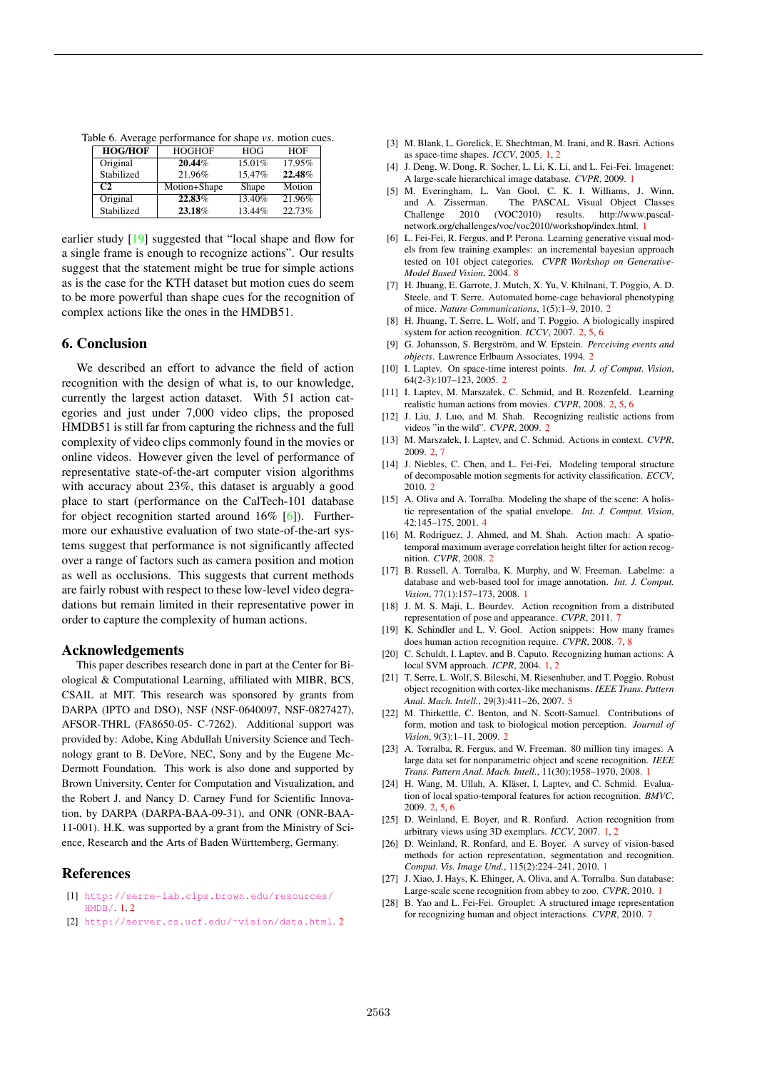Table 6. Average performance for shape *vs*. motion cues.

| **HOG/HOF** | HOGHOF | HOG | HOF |
|---|---|---|---|
| Original | **20.44**% | 15.01% | 17.95% |
| Stabilized | 21.96% | 15.47% | **22.48**% |
| **C2** | Motion+Shape | Shape | Motion |
| Original | **22.83**% | 13.40% | 21.96% |
| Stabilized | **23.18**% | 13.44% | 22.73% |

earlier study [19] suggested that "local shape and flow for a single frame is enough to recognize actions". Our results suggest that the statement might be true for simple actions as is the case for the KTH dataset but motion cues do seem to be more powerful than shape cues for the recognition of complex actions like the ones in the HMDB51.

## 6. Conclusion

We described an effort to advance the field of action recognition with the design of what is, to our knowledge, currently the largest action dataset. With 51 action categories and just under 7,000 video clips, the proposed HMDB51 is still far from capturing the richness and the full complexity of video clips commonly found in the movies or online videos. However given the level of performance of representative state-of-the-art computer vision algorithms with accuracy about 23%, this dataset is arguably a good place to start (performance on the CalTech-101 database for object recognition started around 16% [6]). Furthermore our exhaustive evaluation of two state-of-the-art systems suggest that performance is not significantly affected over a range of factors such as camera position and motion as well as occlusions. This suggests that current methods are fairly robust with respect to these low-level video degradations but remain limited in their representative power in order to capture the complexity of human actions.

## Acknowledgements

This paper describes research done in part at the Center for Biological & Computational Learning, affiliated with MIBR, BCS, CSAIL at MIT. This research was sponsored by grants from DARPA (IPTO and DSO), NSF (NSF-0640097, NSF-0827427), AFSOR-THRL (FA8650-05- C-7262). Additional support was provided by: Adobe, King Abdullah University Science and Technology grant to B. DeVore, NEC, Sony and by the Eugene McDermott Foundation. This work is also done and supported by Brown University, Center for Computation and Visualization, and the Robert J. and Nancy D. Carney Fund for Scientific Innovation, by DARPA (DARPA-BAA-09-31), and ONR (ONR-BAA-11-001). H.K. was supported by a grant from the Ministry of Science, Research and the Arts of Baden Württemberg, Germany.

## References

[1] http://serre-lab.clps.brown.edu/resources/HMDB/. 1, 2

[2] http://server.cs.ucf.edu/~vision/data.html. 2

[3] M. Blank, L. Gorelick, E. Shechtman, M. Irani, and R. Basri. Actions as space-time shapes. *ICCV*, 2005. 1, 2

[4] J. Deng, W. Dong, R. Socher, L. Li, K. Li, and L. Fei-Fei. Imagenet: A large-scale hierarchical image database. *CVPR*, 2009. 1

[5] M. Everingham, L. Van Gool, C. K. I. Williams, J. Winn, and A. Zisserman. The PASCAL Visual Object Classes Challenge 2010 (VOC2010) results. http://www.pascal-network.org/challenges/voc/voc2010/workshop/index.html. 1

[6] L. Fei-Fei, R. Fergus, and P. Perona. Learning generative visual models from few training examples: an incremental bayesian approach tested on 101 object categories. *CVPR Workshop on Generative-Model Based Vision*, 2004. 8

[7] H. Jhuang, E. Garrote, J. Mutch, X. Yu, V. Khilnani, T. Poggio, A. D. Steele, and T. Serre. Automated home-cage behavioral phenotyping of mice. *Nature Communications*, 1(5):1–9, 2010. 2

[8] H. Jhuang, T. Serre, L. Wolf, and T. Poggio. A biologically inspired system for action recognition. *ICCV*, 2007. 2, 5, 6

[9] G. Johansson, S. Bergström, and W. Epstein. *Perceiving events and objects*. Lawrence Erlbaum Associates, 1994. 2

[10] I. Laptev. On space-time interest points. *Int. J. of Comput. Vision*, 64(2-3):107–123, 2005. 2

[11] I. Laptev, M. Marszałek, C. Schmid, and B. Rozenfeld. Learning realistic human actions from movies. *CVPR*, 2008. 2, 5, 6

[12] J. Liu, J. Luo, and M. Shah. Recognizing realistic actions from videos "in the wild". *CVPR*, 2009. 2

[13] M. Marszałek, I. Laptev, and C. Schmid. Actions in context. *CVPR*, 2009. 2, 7

[14] J. Niebles, C. Chen, and L. Fei-Fei. Modeling temporal structure of decomposable motion segments for activity classification. *ECCV*, 2010. 2

[15] A. Oliva and A. Torralba. Modeling the shape of the scene: A holistic representation of the spatial envelope. *Int. J. Comput. Vision*, 42:145–175, 2001. 4

[16] M. Rodriguez, J. Ahmed, and M. Shah. Action mach: A spatio-temporal maximum average correlation height filter for action recognition. *CVPR*, 2008. 2

[17] B. Russell, A. Torralba, K. Murphy, and W. Freeman. Labelme: a database and web-based tool for image annotation. *Int. J. Comput. Vision*, 77(1):157–173, 2008. 1

[18] J. M. S. Maji, L. Bourdev. Action recognition from a distributed representation of pose and appearance. *CVPR*, 2011. 7

[19] K. Schindler and L. V. Gool. Action snippets: How many frames does human action recognition require. *CVPR*, 2008. 7, 8

[20] C. Schuldt, I. Laptev, and B. Caputo. Recognizing human actions: A local SVM approach. *ICPR*, 2004. 1, 2

[21] T. Serre, L. Wolf, S. Bileschi, M. Riesenhuber, and T. Poggio. Robust object recognition with cortex-like mechanisms. *IEEE Trans. Pattern Anal. Mach. Intell.*, 29(3):411–26, 2007. 5

[22] M. Thirkettle, C. Benton, and N. Scott-Samuel. Contributions of form, motion and task to biological motion perception. *Journal of Vision*, 9(3):1–11, 2009. 2

[23] A. Torralba, R. Fergus, and W. Freeman. 80 million tiny images: A large data set for nonparametric object and scene recognition. *IEEE Trans. Pattern Anal. Mach. Intell.*, 11(30):1958–1970, 2008. 1

[24] H. Wang, M. Ullah, A. Kläser, I. Laptev, and C. Schmid. Evaluation of local spatio-temporal features for action recognition. *BMVC*, 2009. 2, 5, 6

[25] D. Weinland, E. Boyer, and R. Ronfard. Action recognition from arbitrary views using 3D exemplars. *ICCV*, 2007. 1, 2

[26] D. Weinland, R. Ronfard, and E. Boyer. A survey of vision-based methods for action representation, segmentation and recognition. *Comput. Vis. Image Und.*, 115(2):224–241, 2010. 1

[27] J. Xiao, J. Hays, K. Ehinger, A. Oliva, and A. Torralba. Sun database: Large-scale scene recognition from abbey to zoo. *CVPR*, 2010. 1

[28] B. Yao and L. Fei-Fei. Grouplet: A structured image representation for recognizing human and object interactions. *CVPR*, 2010. 7